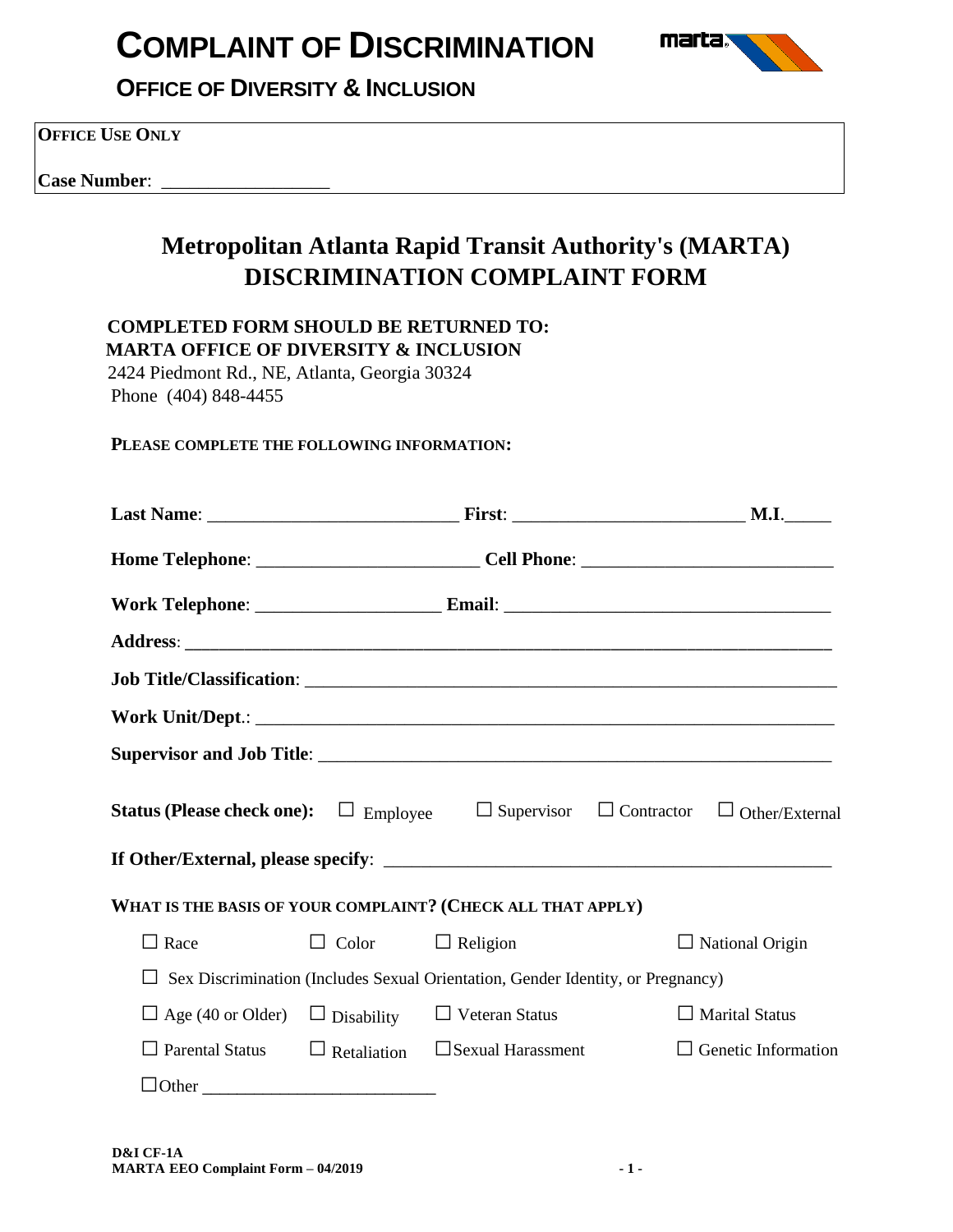# COMPLAINT OF DISCRIMINATION

## OFFICE OF DIVERSITY & INCLUSION

**OFFICE USE ONLY**

**Case Number**: ___________________

## Metropolitan Atlanta Rapid Transit Authority's (MARTA) DISCRIMINATION COMPLAINT FORM

**COMPLETED FORM SHOULD BE RETURNED TO:**
**MARTA OFFICE OF DIVERSITY & INCLUSION**
2424 Piedmont Rd., NE, Atlanta, Georgia 30324
Phone (404) 848-4455

**PLEASE COMPLETE THE FOLLOWING INFORMATION:**

**Last Name**: ____________________________ **First**: __________________________ **M.I.**_____

**Home Telephone**: _________________________ **Cell Phone**: ___________________________

**Work Telephone**: ____________________ **Email**: ___________________________________

**Address**: __________________________________________________________________________

**Job Title/Classification**: ___________________________________________________________

**Work Unit/Dept.**: ______________________________________________________________

**Supervisor and Job Title**: ___________________________________________________________

**Status (Please check one):** ☐ Employee ☐ Supervisor ☐ Contractor ☐ Other/External

**If Other/External, please specify**: __________________________________________________

**WHAT IS THE BASIS OF YOUR COMPLAINT? (CHECK ALL THAT APPLY)**

☐ Race ☐ Color ☐ Religion ☐ National Origin

☐ Sex Discrimination (Includes Sexual Orientation, Gender Identity, or Pregnancy)

☐ Age (40 or Older) ☐ Disability ☐ Veteran Status ☐ Marital Status

☐ Parental Status ☐ Retaliation ☐ Sexual Harassment ☐ Genetic Information

☐ Other ___________________________

**D&I CF-1A**
**MARTA EEO Complaint Form – 04/2019**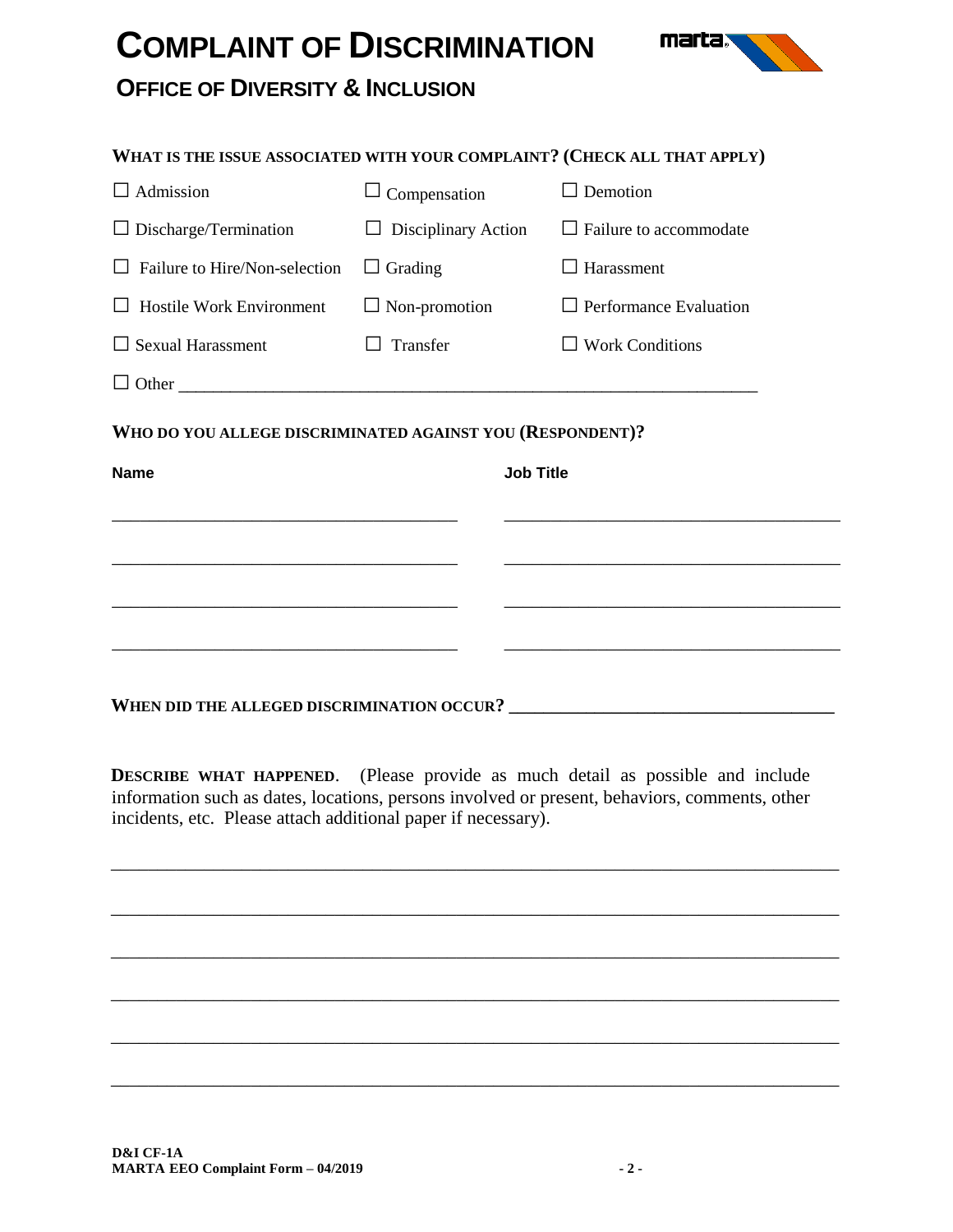# COMPLAINT OF DISCRIMINATION

## OFFICE OF DIVERSITY & INCLUSION

**WHAT IS THE ISSUE ASSOCIATED WITH YOUR COMPLAINT? (CHECK ALL THAT APPLY)**

| | | |
|---|---|---|
| ☐ Admission | ☐ Compensation | ☐ Demotion |
| ☐ Discharge/Termination | ☐ Disciplinary Action | ☐ Failure to accommodate |
| ☐ Failure to Hire/Non-selection | ☐ Grading | ☐ Harassment |
| ☐ Hostile Work Environment | ☐ Non-promotion | ☐ Performance Evaluation |
| ☐ Sexual Harassment | ☐ Transfer | ☐ Work Conditions |

☐ Other ___________________________________________________________________

**WHO DO YOU ALLEGE DISCRIMINATED AGAINST YOU (RESPONDENT)?**

| Name | Job Title |
|---|---|
| ______________________________ | ______________________________ |
| ______________________________ | ______________________________ |
| ______________________________ | ______________________________ |
| ______________________________ | ______________________________ |

**WHEN DID THE ALLEGED DISCRIMINATION OCCUR?** ___________________________________

**DESCRIBE WHAT HAPPENED**. (Please provide as much detail as possible and include information such as dates, locations, persons involved or present, behaviors, comments, other incidents, etc. Please attach additional paper if necessary).

_____________________________________________________________________________

_____________________________________________________________________________

_____________________________________________________________________________

_____________________________________________________________________________

_____________________________________________________________________________

_____________________________________________________________________________

**D&I CF-1A**
**MARTA EEO Complaint Form – 04/2019**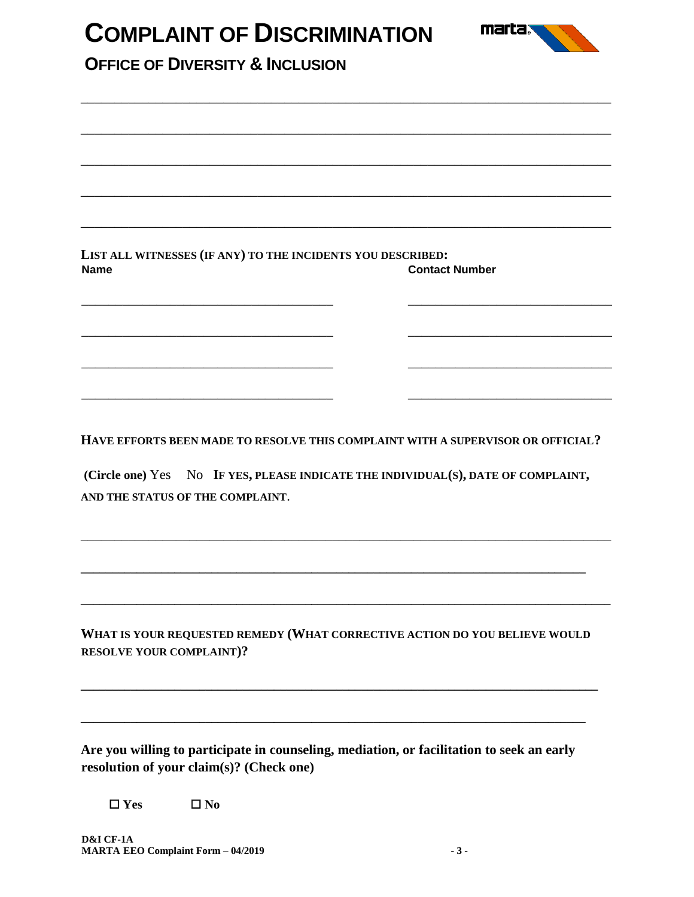# COMPLAINT OF DISCRIMINATION

## OFFICE OF DIVERSITY & INCLUSION

\_\_\_\_\_\_\_\_\_\_\_\_\_\_\_\_\_\_\_\_\_\_\_\_\_\_\_\_\_\_\_\_\_\_\_\_\_\_\_\_\_\_\_\_\_\_\_\_\_\_\_\_\_\_\_\_\_\_\_\_\_\_\_\_\_\_\_\_\_\_\_\_\_\_

\_\_\_\_\_\_\_\_\_\_\_\_\_\_\_\_\_\_\_\_\_\_\_\_\_\_\_\_\_\_\_\_\_\_\_\_\_\_\_\_\_\_\_\_\_\_\_\_\_\_\_\_\_\_\_\_\_\_\_\_\_\_\_\_\_\_\_\_\_\_\_\_\_\_

\_\_\_\_\_\_\_\_\_\_\_\_\_\_\_\_\_\_\_\_\_\_\_\_\_\_\_\_\_\_\_\_\_\_\_\_\_\_\_\_\_\_\_\_\_\_\_\_\_\_\_\_\_\_\_\_\_\_\_\_\_\_\_\_\_\_\_\_\_\_\_\_\_\_

\_\_\_\_\_\_\_\_\_\_\_\_\_\_\_\_\_\_\_\_\_\_\_\_\_\_\_\_\_\_\_\_\_\_\_\_\_\_\_\_\_\_\_\_\_\_\_\_\_\_\_\_\_\_\_\_\_\_\_\_\_\_\_\_\_\_\_\_\_\_\_\_\_\_

\_\_\_\_\_\_\_\_\_\_\_\_\_\_\_\_\_\_\_\_\_\_\_\_\_\_\_\_\_\_\_\_\_\_\_\_\_\_\_\_\_\_\_\_\_\_\_\_\_\_\_\_\_\_\_\_\_\_\_\_\_\_\_\_\_\_\_\_\_\_\_\_\_\_

**LIST ALL WITNESSES (IF ANY) TO THE INCIDENTS YOU DESCRIBED:**

| Name | Contact Number |
|---|---|
| \_\_\_\_\_\_\_\_\_\_\_\_\_\_\_\_\_\_\_\_\_\_\_\_\_\_\_\_\_\_ | \_\_\_\_\_\_\_\_\_\_\_\_\_\_\_\_\_\_\_\_\_\_\_\_ |
| \_\_\_\_\_\_\_\_\_\_\_\_\_\_\_\_\_\_\_\_\_\_\_\_\_\_\_\_\_\_ | \_\_\_\_\_\_\_\_\_\_\_\_\_\_\_\_\_\_\_\_\_\_\_\_ |
| \_\_\_\_\_\_\_\_\_\_\_\_\_\_\_\_\_\_\_\_\_\_\_\_\_\_\_\_\_\_ | \_\_\_\_\_\_\_\_\_\_\_\_\_\_\_\_\_\_\_\_\_\_\_\_ |
| \_\_\_\_\_\_\_\_\_\_\_\_\_\_\_\_\_\_\_\_\_\_\_\_\_\_\_\_\_\_ | \_\_\_\_\_\_\_\_\_\_\_\_\_\_\_\_\_\_\_\_\_\_\_\_ |

**HAVE EFFORTS BEEN MADE TO RESOLVE THIS COMPLAINT WITH A SUPERVISOR OR OFFICIAL?**

**(Circle one)** Yes No **IF YES, PLEASE INDICATE THE INDIVIDUAL(S), DATE OF COMPLAINT, AND THE STATUS OF THE COMPLAINT.**

\_\_\_\_\_\_\_\_\_\_\_\_\_\_\_\_\_\_\_\_\_\_\_\_\_\_\_\_\_\_\_\_\_\_\_\_\_\_\_\_\_\_\_\_\_\_\_\_\_\_\_\_\_\_\_\_\_\_\_\_\_\_\_\_\_\_\_\_\_\_\_\_\_\_

\_\_\_\_\_\_\_\_\_\_\_\_\_\_\_\_\_\_\_\_\_\_\_\_\_\_\_\_\_\_\_\_\_\_\_\_\_\_\_\_\_\_\_\_\_\_\_\_\_\_\_\_\_\_\_\_\_\_\_\_\_\_\_\_\_\_\_\_\_\_\_

\_\_\_\_\_\_\_\_\_\_\_\_\_\_\_\_\_\_\_\_\_\_\_\_\_\_\_\_\_\_\_\_\_\_\_\_\_\_\_\_\_\_\_\_\_\_\_\_\_\_\_\_\_\_\_\_\_\_\_\_\_\_\_\_\_\_\_\_\_\_\_\_\_\_

**WHAT IS YOUR REQUESTED REMEDY (WHAT CORRECTIVE ACTION DO YOU BELIEVE WOULD RESOLVE YOUR COMPLAINT)?**

\_\_\_\_\_\_\_\_\_\_\_\_\_\_\_\_\_\_\_\_\_\_\_\_\_\_\_\_\_\_\_\_\_\_\_\_\_\_\_\_\_\_\_\_\_\_\_\_\_\_\_\_\_\_\_\_\_\_\_\_\_\_\_\_\_\_\_\_\_\_\_\_

\_\_\_\_\_\_\_\_\_\_\_\_\_\_\_\_\_\_\_\_\_\_\_\_\_\_\_\_\_\_\_\_\_\_\_\_\_\_\_\_\_\_\_\_\_\_\_\_\_\_\_\_\_\_\_\_\_\_\_\_\_\_\_\_\_\_\_\_\_\_\_

**Are you willing to participate in counseling, mediation, or facilitation to seek an early resolution of your claim(s)? (Check one)**

☐ **Yes** ☐ **No**

**D&I CF-1A**
**MARTA EEO Complaint Form – 04/2019**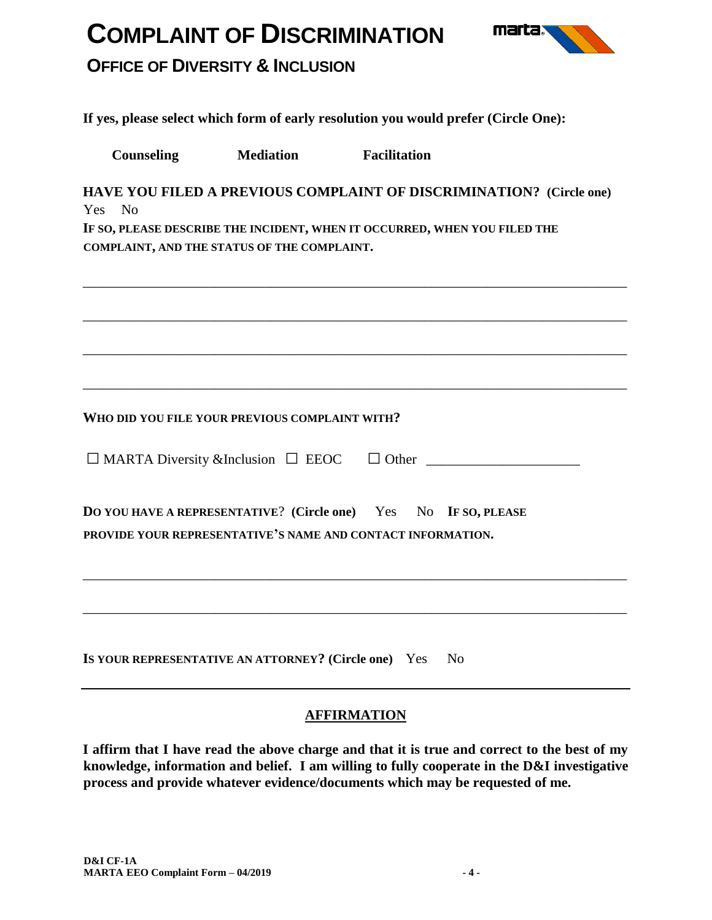# COMPLAINT OF DISCRIMINATION

## OFFICE OF DIVERSITY & INCLUSION

**If yes, please select which form of early resolution you would prefer (Circle One):**

**Counseling** **Mediation** **Facilitation**

**HAVE YOU FILED A PREVIOUS COMPLAINT OF DISCRIMINATION? (Circle one)**

Yes No

**IF SO, PLEASE DESCRIBE THE INCIDENT, WHEN IT OCCURRED, WHEN YOU FILED THE COMPLAINT, AND THE STATUS OF THE COMPLAINT.**

_______________________________________________________________________________

_______________________________________________________________________________

_______________________________________________________________________________

_______________________________________________________________________________

**WHO DID YOU FILE YOUR PREVIOUS COMPLAINT WITH?**

☐ MARTA Diversity &Inclusion ☐ EEOC ☐ Other ______________________

**DO YOU HAVE A REPRESENTATIVE? (Circle one)** Yes No **IF SO, PLEASE PROVIDE YOUR REPRESENTATIVE'S NAME AND CONTACT INFORMATION.**

_______________________________________________________________________________

_______________________________________________________________________________

**IS YOUR REPRESENTATIVE AN ATTORNEY? (Circle one)** Yes No

---

## AFFIRMATION

**I affirm that I have read the above charge and that it is true and correct to the best of my knowledge, information and belief. I am willing to fully cooperate in the D&I investigative process and provide whatever evidence/documents which may be requested of me.**

**D&I CF-1A**
**MARTA EEO Complaint Form – 04/2019**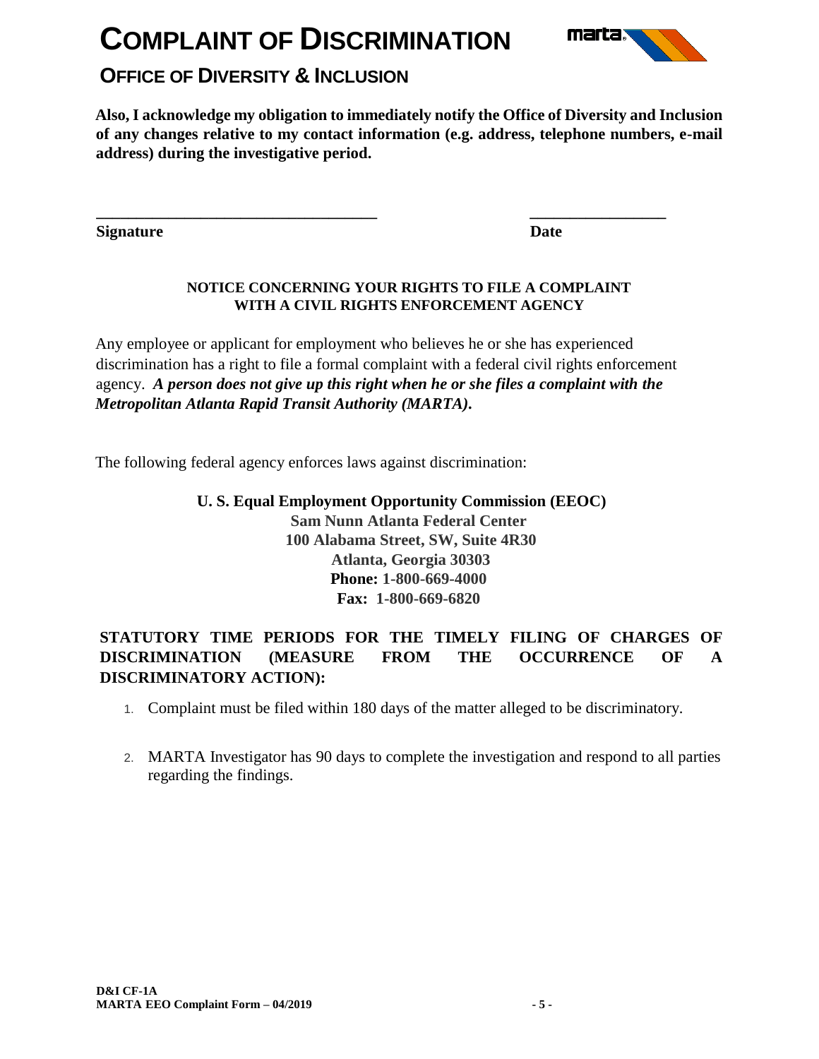# COMPLAINT OF DISCRIMINATION

## OFFICE OF DIVERSITY & INCLUSION

**Also, I acknowledge my obligation to immediately notify the Office of Diversity and Inclusion of any changes relative to my contact information (e.g. address, telephone numbers, e-mail address) during the investigative period.**

**\_\_\_\_\_\_\_\_\_\_\_\_\_\_\_\_\_\_\_\_\_\_\_\_\_\_\_\_\_\_\_\_\_\_\_\_** **\_\_\_\_\_\_\_\_\_\_\_\_\_\_\_\_\_\_**

**Signature** **Date**

**NOTICE CONCERNING YOUR RIGHTS TO FILE A COMPLAINT WITH A CIVIL RIGHTS ENFORCEMENT AGENCY**

Any employee or applicant for employment who believes he or she has experienced discrimination has a right to file a formal complaint with a federal civil rights enforcement agency. ***A person does not give up this right when he or she files a complaint with the Metropolitan Atlanta Rapid Transit Authority (MARTA).***

The following federal agency enforces laws against discrimination:

**U. S. Equal Employment Opportunity Commission (EEOC)**
**Sam Nunn Atlanta Federal Center**
**100 Alabama Street, SW, Suite 4R30**
**Atlanta, Georgia 30303**
**Phone: 1-800-669-4000**
**Fax: 1-800-669-6820**

**STATUTORY TIME PERIODS FOR THE TIMELY FILING OF CHARGES OF DISCRIMINATION (MEASURE FROM THE OCCURRENCE OF A DISCRIMINATORY ACTION):**

1. Complaint must be filed within 180 days of the matter alleged to be discriminatory.
2. MARTA Investigator has 90 days to complete the investigation and respond to all parties regarding the findings.

**D&I CF-1A**
**MARTA EEO Complaint Form – 04/2019**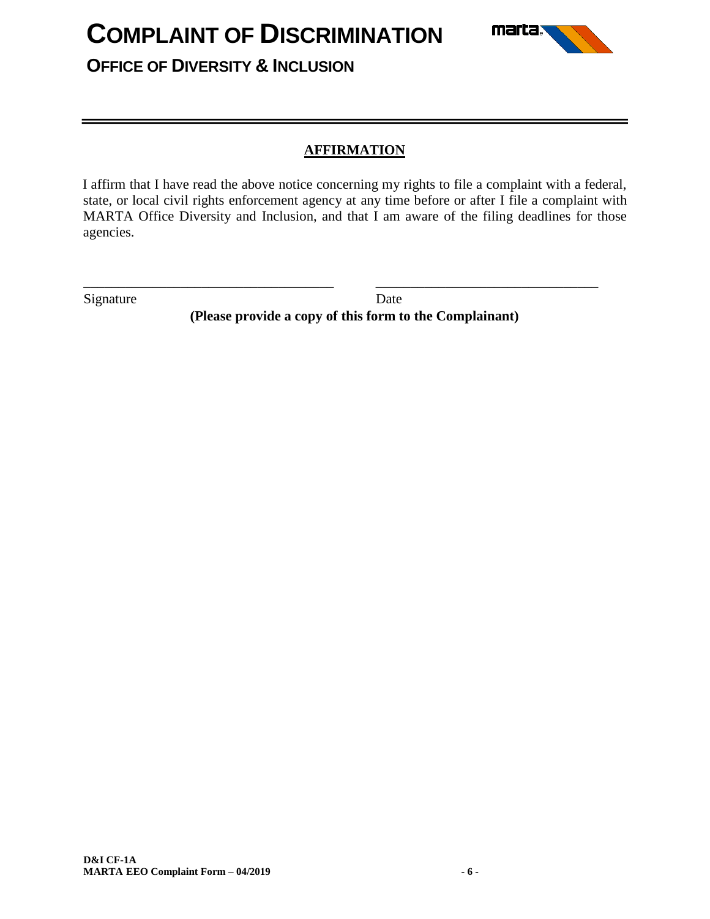# COMPLAINT OF DISCRIMINATION

## OFFICE OF DIVERSITY & INCLUSION

---

### AFFIRMATION

I affirm that I have read the above notice concerning my rights to file a complaint with a federal, state, or local civil rights enforcement agency at any time before or after I file a complaint with MARTA Office Diversity and Inclusion, and that I am aware of the filing deadlines for those agencies.

_____________________________________ _________________________________

Signature Date

**(Please provide a copy of this form to the Complainant)**